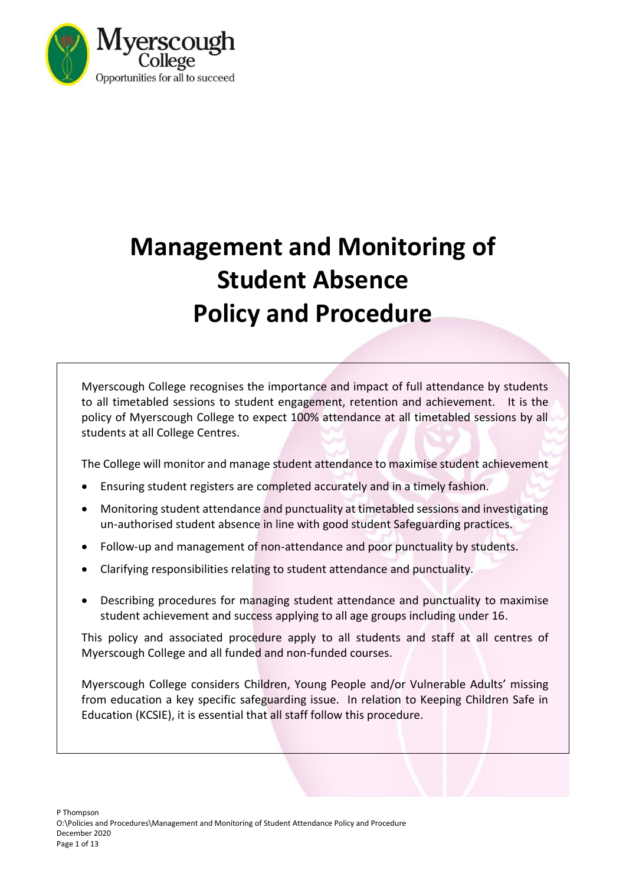Myerscough College

Opportunities for all to succeed

# Management and Monitoring of Student Absence Policy and Procedure

Myerscough College recognises the importance and impact of full attendance by students to all timetabled sessions to student engagement, retention and achievement. It is the policy of Myerscough College to expect 100% attendance at all timetabled sessions by all students at all College Centres.

The College will monitor and manage student attendance to maximise student achievement

- Ensuring student registers are completed accurately and in a timely fashion.
- Monitoring student attendance and punctuality at timetabled sessions and investigating un-authorised student absence in line with good student Safeguarding practices.
- Follow-up and management of non-attendance and poor punctuality by students.
- Clarifying responsibilities relating to student attendance and punctuality.
- Describing procedures for managing student attendance and punctuality to maximise student achievement and success applying to all age groups including under 16.

This policy and associated procedure apply to all students and staff at all centres of Myerscough College and all funded and non-funded courses.

Myerscough College considers Children, Young People and/or Vulnerable Adults' missing from education a key specific safeguarding issue. In relation to Keeping Children Safe in Education (KCSIE), it is essential that all staff follow this procedure.

P Thompson
O:\Policies and Procedures\Management and Monitoring of Student Attendance Policy and Procedure
December 2020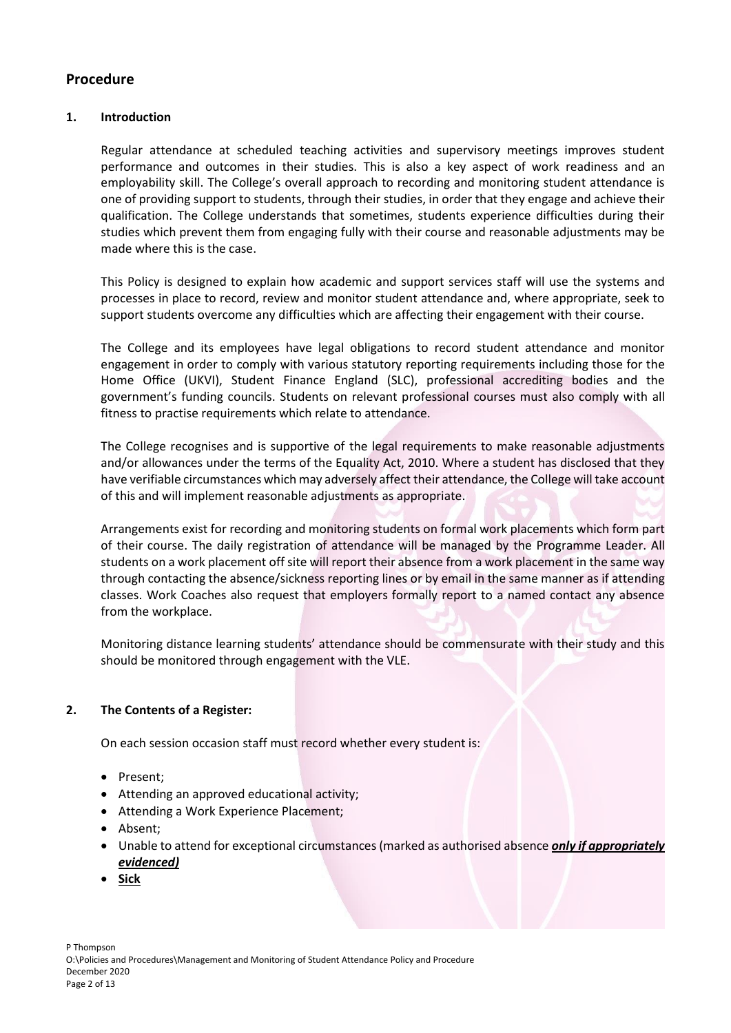## Procedure

### 1. Introduction

Regular attendance at scheduled teaching activities and supervisory meetings improves student performance and outcomes in their studies. This is also a key aspect of work readiness and an employability skill. The College's overall approach to recording and monitoring student attendance is one of providing support to students, through their studies, in order that they engage and achieve their qualification. The College understands that sometimes, students experience difficulties during their studies which prevent them from engaging fully with their course and reasonable adjustments may be made where this is the case.

This Policy is designed to explain how academic and support services staff will use the systems and processes in place to record, review and monitor student attendance and, where appropriate, seek to support students overcome any difficulties which are affecting their engagement with their course.

The College and its employees have legal obligations to record student attendance and monitor engagement in order to comply with various statutory reporting requirements including those for the Home Office (UKVI), Student Finance England (SLC), professional accrediting bodies and the government's funding councils. Students on relevant professional courses must also comply with all fitness to practise requirements which relate to attendance.

The College recognises and is supportive of the legal requirements to make reasonable adjustments and/or allowances under the terms of the Equality Act, 2010. Where a student has disclosed that they have verifiable circumstances which may adversely affect their attendance, the College will take account of this and will implement reasonable adjustments as appropriate.

Arrangements exist for recording and monitoring students on formal work placements which form part of their course. The daily registration of attendance will be managed by the Programme Leader. All students on a work placement off site will report their absence from a work placement in the same way through contacting the absence/sickness reporting lines or by email in the same manner as if attending classes. Work Coaches also request that employers formally report to a named contact any absence from the workplace.

Monitoring distance learning students' attendance should be commensurate with their study and this should be monitored through engagement with the VLE.

### 2. The Contents of a Register:

On each session occasion staff must record whether every student is:

- Present;
- Attending an approved educational activity;
- Attending a Work Experience Placement;
- Absent;
- Unable to attend for exceptional circumstances (marked as authorised absence ***only if appropriately evidenced)***
- **Sick**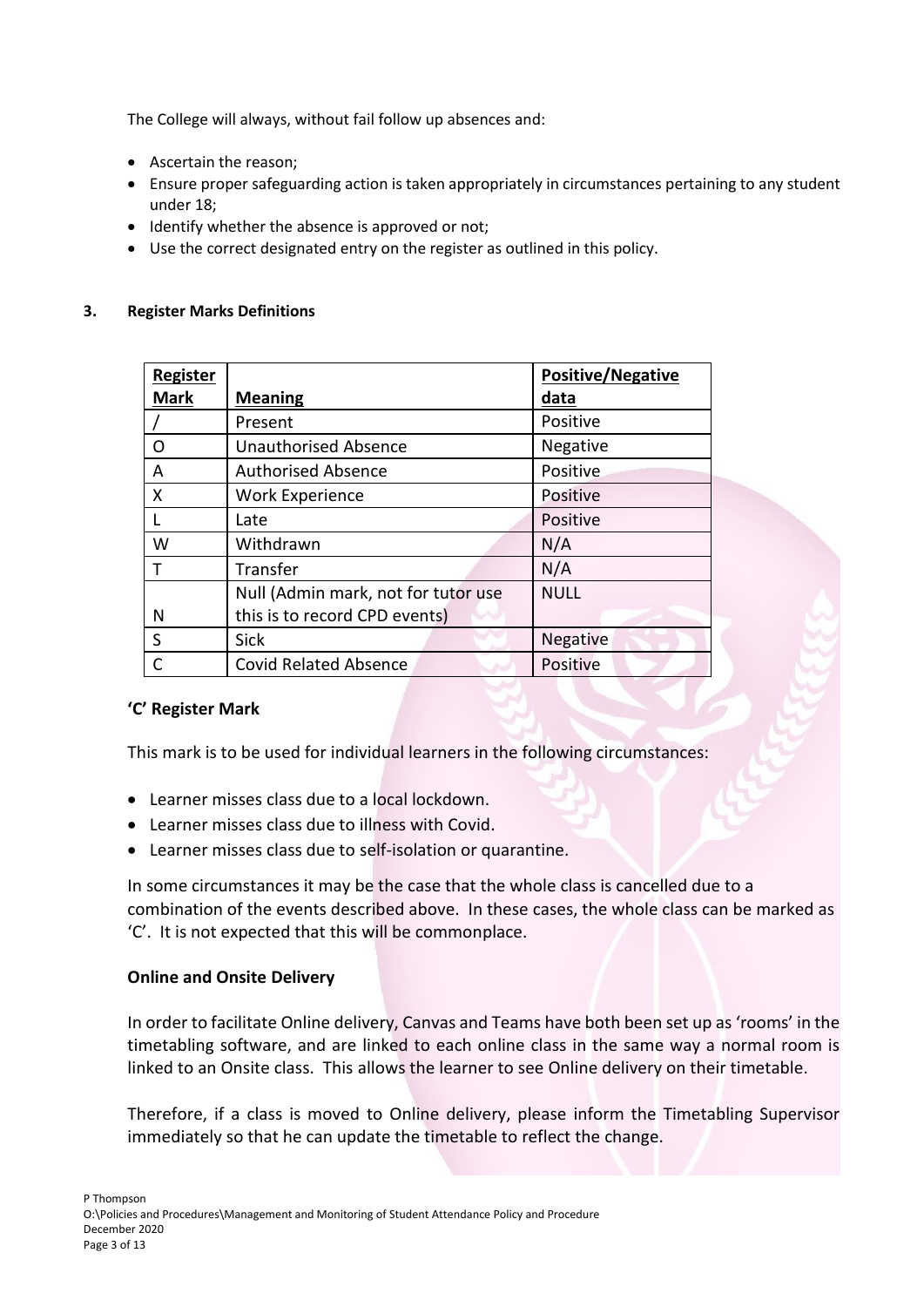The College will always, without fail follow up absences and:

- Ascertain the reason;
- Ensure proper safeguarding action is taken appropriately in circumstances pertaining to any student under 18;
- Identify whether the absence is approved or not;
- Use the correct designated entry on the register as outlined in this policy.

## 3. Register Marks Definitions

| Register Mark | Meaning | Positive/Negative data |
|---|---|---|
| / | Present | Positive |
| O | Unauthorised Absence | Negative |
| A | Authorised Absence | Positive |
| X | Work Experience | Positive |
| L | Late | Positive |
| W | Withdrawn | N/A |
| T | Transfer | N/A |
| N | Null (Admin mark, not for tutor use this is to record CPD events) | NULL |
| S | Sick | Negative |
| C | Covid Related Absence | Positive |

### 'C' Register Mark

This mark is to be used for individual learners in the following circumstances:

- Learner misses class due to a local lockdown.
- Learner misses class due to illness with Covid.
- Learner misses class due to self-isolation or quarantine.

In some circumstances it may be the case that the whole class is cancelled due to a combination of the events described above. In these cases, the whole class can be marked as 'C'. It is not expected that this will be commonplace.

### Online and Onsite Delivery

In order to facilitate Online delivery, Canvas and Teams have both been set up as 'rooms' in the timetabling software, and are linked to each online class in the same way a normal room is linked to an Onsite class. This allows the learner to see Online delivery on their timetable.

Therefore, if a class is moved to Online delivery, please inform the Timetabling Supervisor immediately so that he can update the timetable to reflect the change.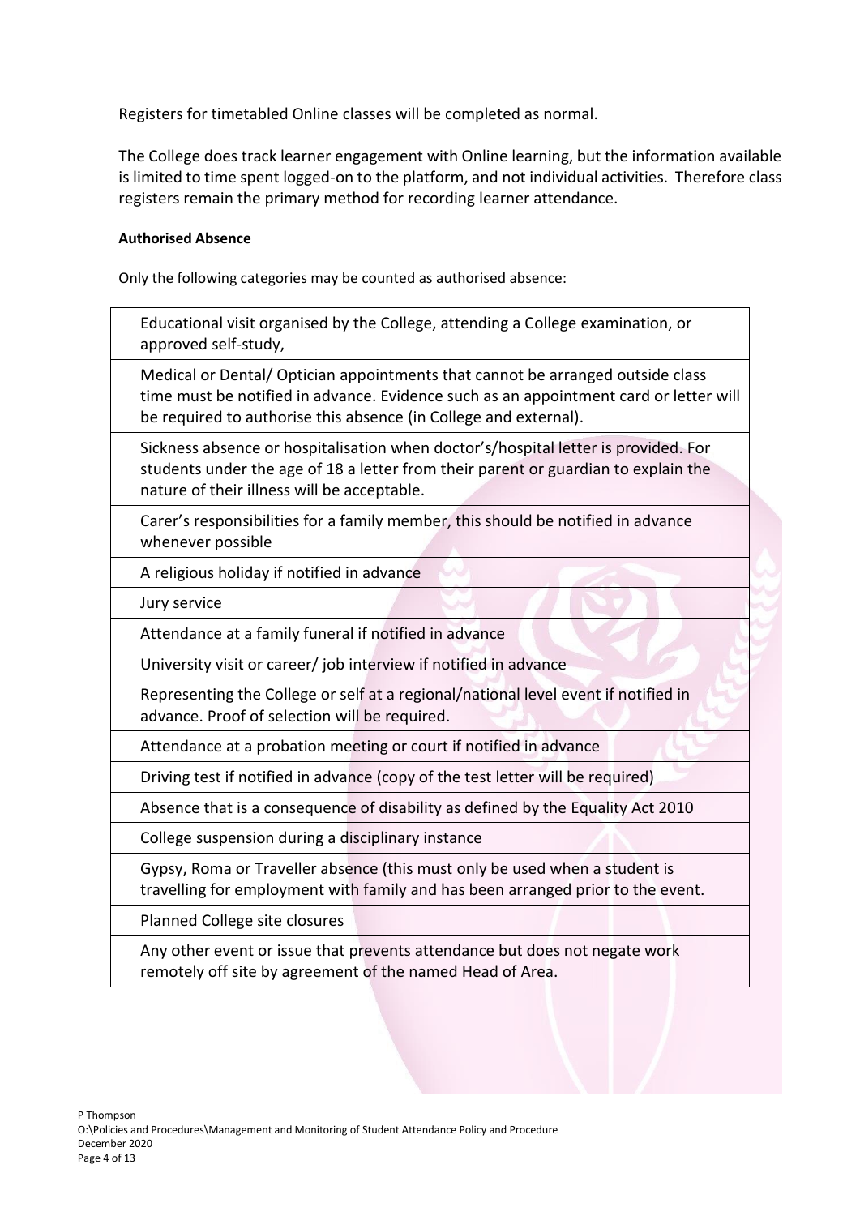Registers for timetabled Online classes will be completed as normal.

The College does track learner engagement with Online learning, but the information available is limited to time spent logged-on to the platform, and not individual activities. Therefore class registers remain the primary method for recording learner attendance.

**Authorised Absence**

Only the following categories may be counted as authorised absence:

| |
|---|
| Educational visit organised by the College, attending a College examination, or approved self-study, |
| Medical or Dental/ Optician appointments that cannot be arranged outside class time must be notified in advance. Evidence such as an appointment card or letter will be required to authorise this absence (in College and external). |
| Sickness absence or hospitalisation when doctor's/hospital letter is provided. For students under the age of 18 a letter from their parent or guardian to explain the nature of their illness will be acceptable. |
| Carer's responsibilities for a family member, this should be notified in advance whenever possible |
| A religious holiday if notified in advance |
| Jury service |
| Attendance at a family funeral if notified in advance |
| University visit or career/ job interview if notified in advance |
| Representing the College or self at a regional/national level event if notified in advance. Proof of selection will be required. |
| Attendance at a probation meeting or court if notified in advance |
| Driving test if notified in advance (copy of the test letter will be required) |
| Absence that is a consequence of disability as defined by the Equality Act 2010 |
| College suspension during a disciplinary instance |
| Gypsy, Roma or Traveller absence (this must only be used when a student is travelling for employment with family and has been arranged prior to the event. |
| Planned College site closures |
| Any other event or issue that prevents attendance but does not negate work remotely off site by agreement of the named Head of Area. |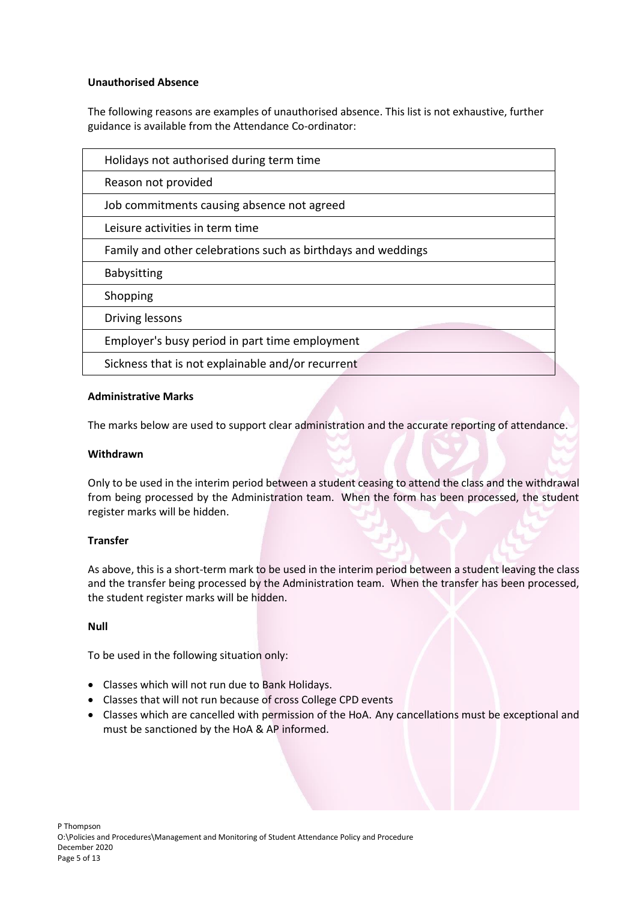**Unauthorised Absence**

The following reasons are examples of unauthorised absence. This list is not exhaustive, further guidance is available from the Attendance Co-ordinator:

| Holidays not authorised during term time |
|---|
| Reason not provided |
| Job commitments causing absence not agreed |
| Leisure activities in term time |
| Family and other celebrations such as birthdays and weddings |
| Babysitting |
| Shopping |
| Driving lessons |
| Employer's busy period in part time employment |
| Sickness that is not explainable and/or recurrent |

**Administrative Marks**

The marks below are used to support clear administration and the accurate reporting of attendance.

**Withdrawn**

Only to be used in the interim period between a student ceasing to attend the class and the withdrawal from being processed by the Administration team. When the form has been processed, the student register marks will be hidden.

**Transfer**

As above, this is a short-term mark to be used in the interim period between a student leaving the class and the transfer being processed by the Administration team. When the transfer has been processed, the student register marks will be hidden.

**Null**

To be used in the following situation only:

- Classes which will not run due to Bank Holidays.
- Classes that will not run because of cross College CPD events
- Classes which are cancelled with permission of the HoA. Any cancellations must be exceptional and must be sanctioned by the HoA & AP informed.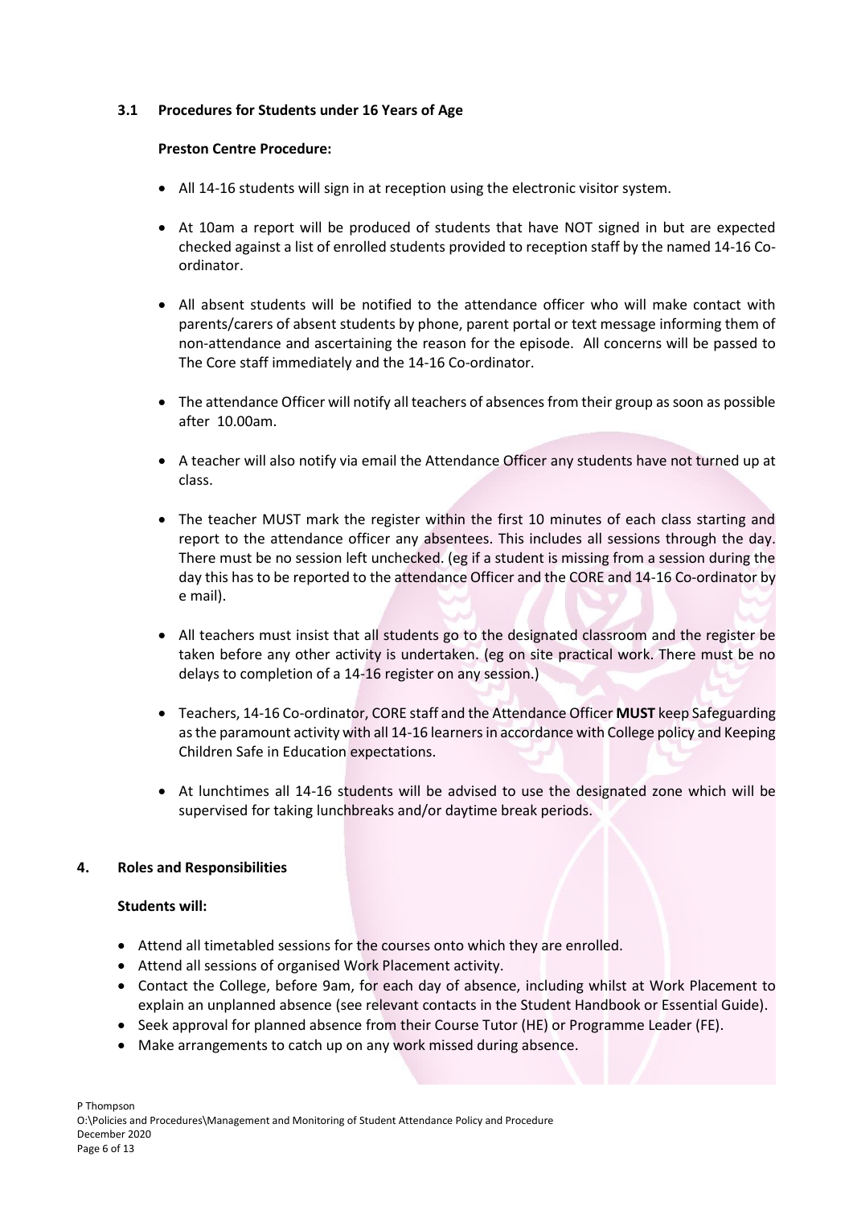### 3.1 Procedures for Students under 16 Years of Age

**Preston Centre Procedure:**

- All 14-16 students will sign in at reception using the electronic visitor system.
- At 10am a report will be produced of students that have NOT signed in but are expected checked against a list of enrolled students provided to reception staff by the named 14-16 Co-ordinator.
- All absent students will be notified to the attendance officer who will make contact with parents/carers of absent students by phone, parent portal or text message informing them of non-attendance and ascertaining the reason for the episode. All concerns will be passed to The Core staff immediately and the 14-16 Co-ordinator.
- The attendance Officer will notify all teachers of absences from their group as soon as possible after 10.00am.
- A teacher will also notify via email the Attendance Officer any students have not turned up at class.
- The teacher MUST mark the register within the first 10 minutes of each class starting and report to the attendance officer any absentees. This includes all sessions through the day. There must be no session left unchecked. (eg if a student is missing from a session during the day this has to be reported to the attendance Officer and the CORE and 14-16 Co-ordinator by e mail).
- All teachers must insist that all students go to the designated classroom and the register be taken before any other activity is undertaken. (eg on site practical work. There must be no delays to completion of a 14-16 register on any session.)
- Teachers, 14-16 Co-ordinator, CORE staff and the Attendance Officer **MUST** keep Safeguarding as the paramount activity with all 14-16 learners in accordance with College policy and Keeping Children Safe in Education expectations.
- At lunchtimes all 14-16 students will be advised to use the designated zone which will be supervised for taking lunchbreaks and/or daytime break periods.

## 4. Roles and Responsibilities

**Students will:**

- Attend all timetabled sessions for the courses onto which they are enrolled.
- Attend all sessions of organised Work Placement activity.
- Contact the College, before 9am, for each day of absence, including whilst at Work Placement to explain an unplanned absence (see relevant contacts in the Student Handbook or Essential Guide).
- Seek approval for planned absence from their Course Tutor (HE) or Programme Leader (FE).
- Make arrangements to catch up on any work missed during absence.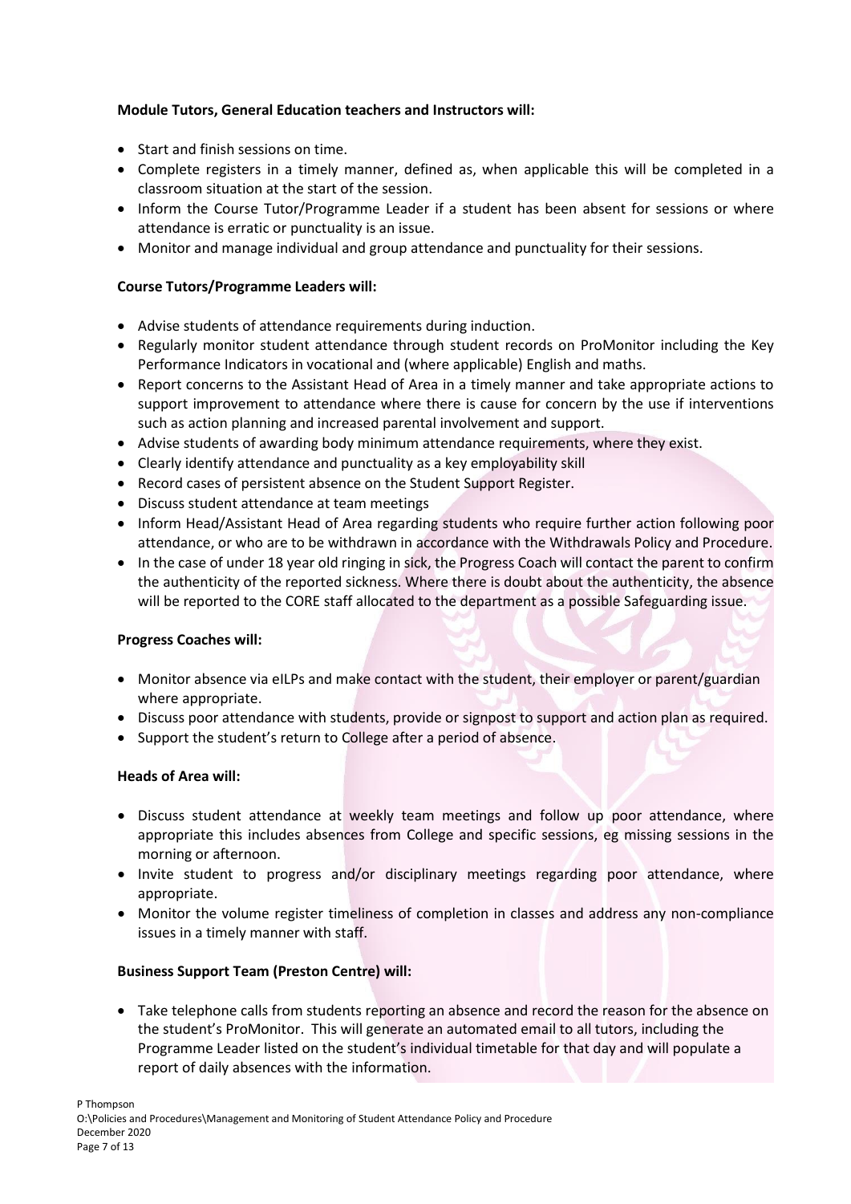**Module Tutors, General Education teachers and Instructors will:**

- Start and finish sessions on time.
- Complete registers in a timely manner, defined as, when applicable this will be completed in a classroom situation at the start of the session.
- Inform the Course Tutor/Programme Leader if a student has been absent for sessions or where attendance is erratic or punctuality is an issue.
- Monitor and manage individual and group attendance and punctuality for their sessions.

**Course Tutors/Programme Leaders will:**

- Advise students of attendance requirements during induction.
- Regularly monitor student attendance through student records on ProMonitor including the Key Performance Indicators in vocational and (where applicable) English and maths.
- Report concerns to the Assistant Head of Area in a timely manner and take appropriate actions to support improvement to attendance where there is cause for concern by the use if interventions such as action planning and increased parental involvement and support.
- Advise students of awarding body minimum attendance requirements, where they exist.
- Clearly identify attendance and punctuality as a key employability skill
- Record cases of persistent absence on the Student Support Register.
- Discuss student attendance at team meetings
- Inform Head/Assistant Head of Area regarding students who require further action following poor attendance, or who are to be withdrawn in accordance with the Withdrawals Policy and Procedure.
- In the case of under 18 year old ringing in sick, the Progress Coach will contact the parent to confirm the authenticity of the reported sickness. Where there is doubt about the authenticity, the absence will be reported to the CORE staff allocated to the department as a possible Safeguarding issue.

**Progress Coaches will:**

- Monitor absence via eILPs and make contact with the student, their employer or parent/guardian where appropriate.
- Discuss poor attendance with students, provide or signpost to support and action plan as required.
- Support the student's return to College after a period of absence.

**Heads of Area will:**

- Discuss student attendance at weekly team meetings and follow up poor attendance, where appropriate this includes absences from College and specific sessions, eg missing sessions in the morning or afternoon.
- Invite student to progress and/or disciplinary meetings regarding poor attendance, where appropriate.
- Monitor the volume register timeliness of completion in classes and address any non-compliance issues in a timely manner with staff.

**Business Support Team (Preston Centre) will:**

- Take telephone calls from students reporting an absence and record the reason for the absence on the student's ProMonitor. This will generate an automated email to all tutors, including the Programme Leader listed on the student's individual timetable for that day and will populate a report of daily absences with the information.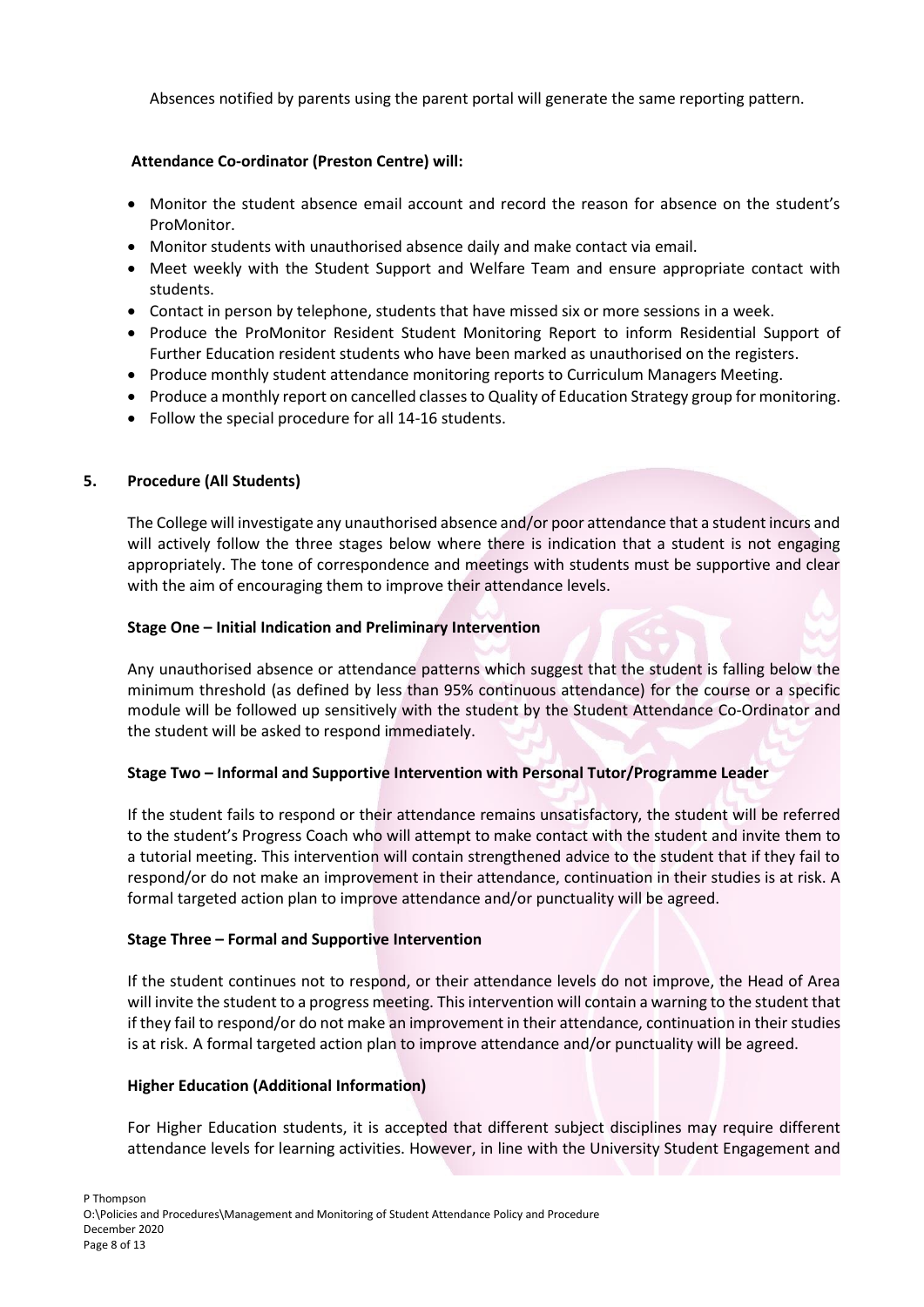Absences notified by parents using the parent portal will generate the same reporting pattern.

**Attendance Co-ordinator (Preston Centre) will:**

- Monitor the student absence email account and record the reason for absence on the student's ProMonitor.
- Monitor students with unauthorised absence daily and make contact via email.
- Meet weekly with the Student Support and Welfare Team and ensure appropriate contact with students.
- Contact in person by telephone, students that have missed six or more sessions in a week.
- Produce the ProMonitor Resident Student Monitoring Report to inform Residential Support of Further Education resident students who have been marked as unauthorised on the registers.
- Produce monthly student attendance monitoring reports to Curriculum Managers Meeting.
- Produce a monthly report on cancelled classes to Quality of Education Strategy group for monitoring.
- Follow the special procedure for all 14-16 students.

## 5. Procedure (All Students)

The College will investigate any unauthorised absence and/or poor attendance that a student incurs and will actively follow the three stages below where there is indication that a student is not engaging appropriately. The tone of correspondence and meetings with students must be supportive and clear with the aim of encouraging them to improve their attendance levels.

### Stage One – Initial Indication and Preliminary Intervention

Any unauthorised absence or attendance patterns which suggest that the student is falling below the minimum threshold (as defined by less than 95% continuous attendance) for the course or a specific module will be followed up sensitively with the student by the Student Attendance Co-Ordinator and the student will be asked to respond immediately.

### Stage Two – Informal and Supportive Intervention with Personal Tutor/Programme Leader

If the student fails to respond or their attendance remains unsatisfactory, the student will be referred to the student's Progress Coach who will attempt to make contact with the student and invite them to a tutorial meeting. This intervention will contain strengthened advice to the student that if they fail to respond/or do not make an improvement in their attendance, continuation in their studies is at risk. A formal targeted action plan to improve attendance and/or punctuality will be agreed.

### Stage Three – Formal and Supportive Intervention

If the student continues not to respond, or their attendance levels do not improve, the Head of Area will invite the student to a progress meeting. This intervention will contain a warning to the student that if they fail to respond/or do not make an improvement in their attendance, continuation in their studies is at risk. A formal targeted action plan to improve attendance and/or punctuality will be agreed.

### Higher Education (Additional Information)

For Higher Education students, it is accepted that different subject disciplines may require different attendance levels for learning activities. However, in line with the University Student Engagement and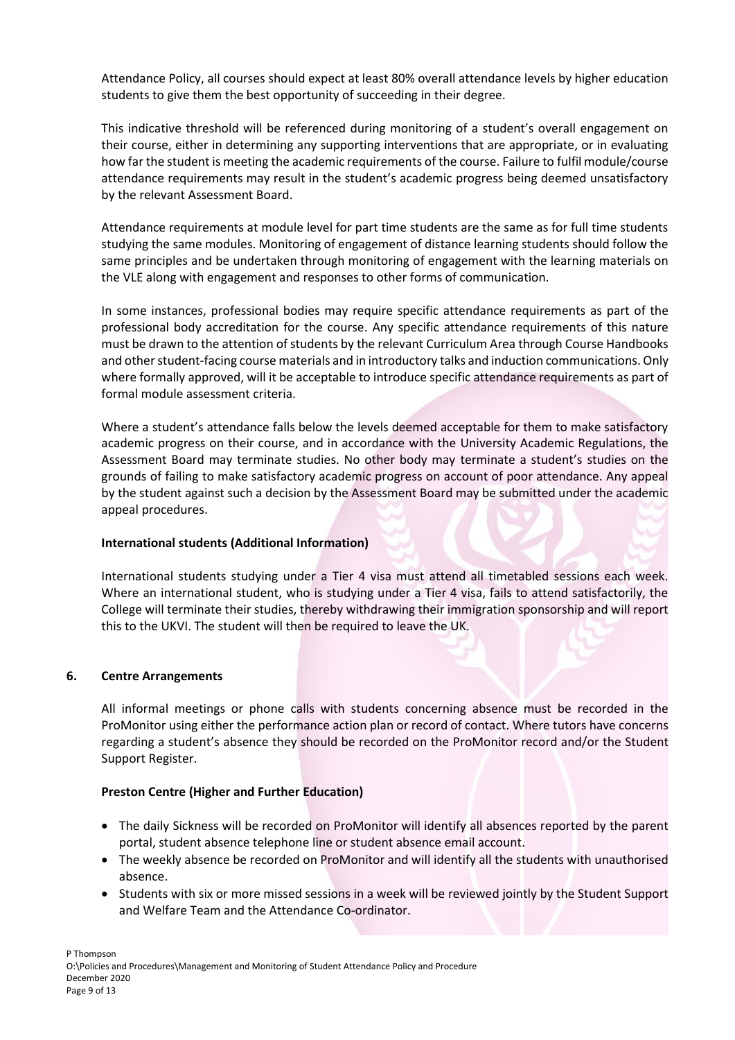Attendance Policy, all courses should expect at least 80% overall attendance levels by higher education students to give them the best opportunity of succeeding in their degree.

This indicative threshold will be referenced during monitoring of a student's overall engagement on their course, either in determining any supporting interventions that are appropriate, or in evaluating how far the student is meeting the academic requirements of the course. Failure to fulfil module/course attendance requirements may result in the student's academic progress being deemed unsatisfactory by the relevant Assessment Board.

Attendance requirements at module level for part time students are the same as for full time students studying the same modules. Monitoring of engagement of distance learning students should follow the same principles and be undertaken through monitoring of engagement with the learning materials on the VLE along with engagement and responses to other forms of communication.

In some instances, professional bodies may require specific attendance requirements as part of the professional body accreditation for the course. Any specific attendance requirements of this nature must be drawn to the attention of students by the relevant Curriculum Area through Course Handbooks and other student-facing course materials and in introductory talks and induction communications. Only where formally approved, will it be acceptable to introduce specific attendance requirements as part of formal module assessment criteria.

Where a student's attendance falls below the levels deemed acceptable for them to make satisfactory academic progress on their course, and in accordance with the University Academic Regulations, the Assessment Board may terminate studies. No other body may terminate a student's studies on the grounds of failing to make satisfactory academic progress on account of poor attendance. Any appeal by the student against such a decision by the Assessment Board may be submitted under the academic appeal procedures.

**International students (Additional Information)**

International students studying under a Tier 4 visa must attend all timetabled sessions each week. Where an international student, who is studying under a Tier 4 visa, fails to attend satisfactorily, the College will terminate their studies, thereby withdrawing their immigration sponsorship and will report this to the UKVI. The student will then be required to leave the UK.

## 6. Centre Arrangements

All informal meetings or phone calls with students concerning absence must be recorded in the ProMonitor using either the performance action plan or record of contact. Where tutors have concerns regarding a student's absence they should be recorded on the ProMonitor record and/or the Student Support Register.

**Preston Centre (Higher and Further Education)**

- The daily Sickness will be recorded on ProMonitor will identify all absences reported by the parent portal, student absence telephone line or student absence email account.
- The weekly absence be recorded on ProMonitor and will identify all the students with unauthorised absence.
- Students with six or more missed sessions in a week will be reviewed jointly by the Student Support and Welfare Team and the Attendance Co-ordinator.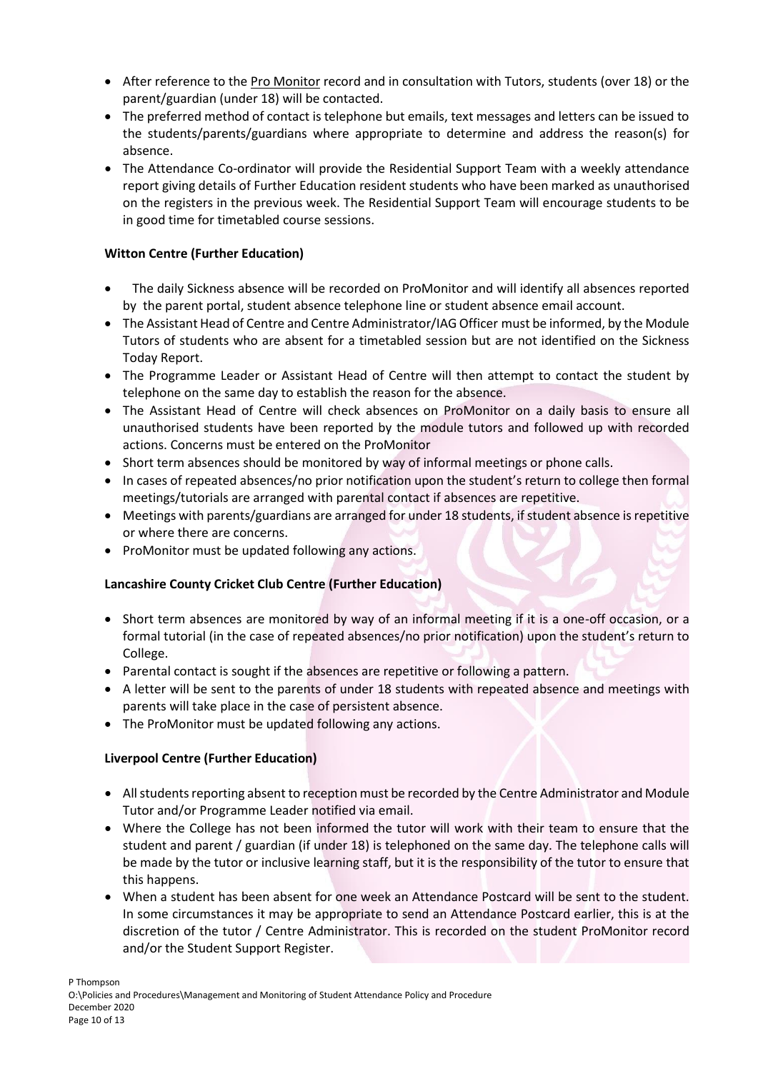- After reference to the Pro Monitor record and in consultation with Tutors, students (over 18) or the parent/guardian (under 18) will be contacted.
- The preferred method of contact is telephone but emails, text messages and letters can be issued to the students/parents/guardians where appropriate to determine and address the reason(s) for absence.
- The Attendance Co-ordinator will provide the Residential Support Team with a weekly attendance report giving details of Further Education resident students who have been marked as unauthorised on the registers in the previous week. The Residential Support Team will encourage students to be in good time for timetabled course sessions.

**Witton Centre (Further Education)**

- The daily Sickness absence will be recorded on ProMonitor and will identify all absences reported by the parent portal, student absence telephone line or student absence email account.
- The Assistant Head of Centre and Centre Administrator/IAG Officer must be informed, by the Module Tutors of students who are absent for a timetabled session but are not identified on the Sickness Today Report.
- The Programme Leader or Assistant Head of Centre will then attempt to contact the student by telephone on the same day to establish the reason for the absence.
- The Assistant Head of Centre will check absences on ProMonitor on a daily basis to ensure all unauthorised students have been reported by the module tutors and followed up with recorded actions. Concerns must be entered on the ProMonitor
- Short term absences should be monitored by way of informal meetings or phone calls.
- In cases of repeated absences/no prior notification upon the student's return to college then formal meetings/tutorials are arranged with parental contact if absences are repetitive.
- Meetings with parents/guardians are arranged for under 18 students, if student absence is repetitive or where there are concerns.
- ProMonitor must be updated following any actions.

**Lancashire County Cricket Club Centre (Further Education)**

- Short term absences are monitored by way of an informal meeting if it is a one-off occasion, or a formal tutorial (in the case of repeated absences/no prior notification) upon the student's return to College.
- Parental contact is sought if the absences are repetitive or following a pattern.
- A letter will be sent to the parents of under 18 students with repeated absence and meetings with parents will take place in the case of persistent absence.
- The ProMonitor must be updated following any actions.

**Liverpool Centre (Further Education)**

- All students reporting absent to reception must be recorded by the Centre Administrator and Module Tutor and/or Programme Leader notified via email.
- Where the College has not been informed the tutor will work with their team to ensure that the student and parent / guardian (if under 18) is telephoned on the same day. The telephone calls will be made by the tutor or inclusive learning staff, but it is the responsibility of the tutor to ensure that this happens.
- When a student has been absent for one week an Attendance Postcard will be sent to the student. In some circumstances it may be appropriate to send an Attendance Postcard earlier, this is at the discretion of the tutor / Centre Administrator. This is recorded on the student ProMonitor record and/or the Student Support Register.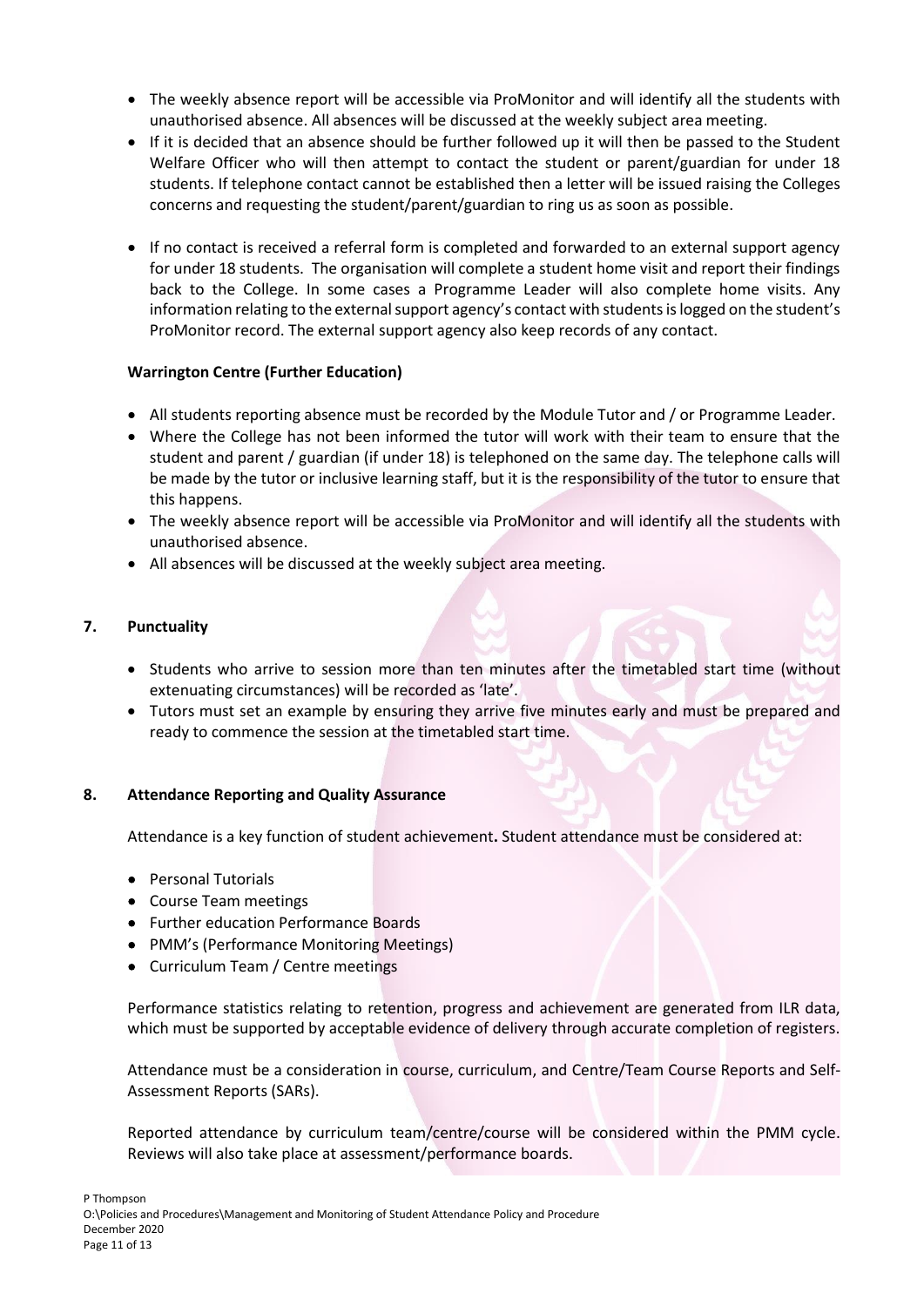- The weekly absence report will be accessible via ProMonitor and will identify all the students with unauthorised absence. All absences will be discussed at the weekly subject area meeting.
- If it is decided that an absence should be further followed up it will then be passed to the Student Welfare Officer who will then attempt to contact the student or parent/guardian for under 18 students. If telephone contact cannot be established then a letter will be issued raising the Colleges concerns and requesting the student/parent/guardian to ring us as soon as possible.
- If no contact is received a referral form is completed and forwarded to an external support agency for under 18 students. The organisation will complete a student home visit and report their findings back to the College. In some cases a Programme Leader will also complete home visits. Any information relating to the external support agency's contact with students is logged on the student's ProMonitor record. The external support agency also keep records of any contact.

**Warrington Centre (Further Education)**

- All students reporting absence must be recorded by the Module Tutor and / or Programme Leader.
- Where the College has not been informed the tutor will work with their team to ensure that the student and parent / guardian (if under 18) is telephoned on the same day. The telephone calls will be made by the tutor or inclusive learning staff, but it is the responsibility of the tutor to ensure that this happens.
- The weekly absence report will be accessible via ProMonitor and will identify all the students with unauthorised absence.
- All absences will be discussed at the weekly subject area meeting.

## 7. Punctuality

- Students who arrive to session more than ten minutes after the timetabled start time (without extenuating circumstances) will be recorded as 'late'.
- Tutors must set an example by ensuring they arrive five minutes early and must be prepared and ready to commence the session at the timetabled start time.

## 8. Attendance Reporting and Quality Assurance

Attendance is a key function of student achievement**.** Student attendance must be considered at:

- Personal Tutorials
- Course Team meetings
- Further education Performance Boards
- PMM's (Performance Monitoring Meetings)
- Curriculum Team / Centre meetings

Performance statistics relating to retention, progress and achievement are generated from ILR data, which must be supported by acceptable evidence of delivery through accurate completion of registers.

Attendance must be a consideration in course, curriculum, and Centre/Team Course Reports and Self-Assessment Reports (SARs).

Reported attendance by curriculum team/centre/course will be considered within the PMM cycle. Reviews will also take place at assessment/performance boards.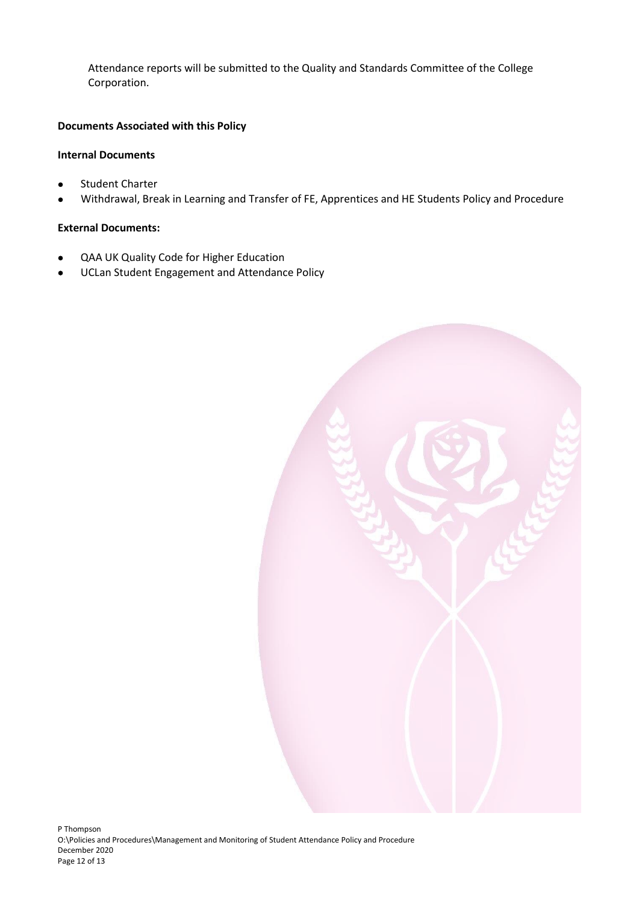Attendance reports will be submitted to the Quality and Standards Committee of the College Corporation.

**Documents Associated with this Policy**

**Internal Documents**

- Student Charter
- Withdrawal, Break in Learning and Transfer of FE, Apprentices and HE Students Policy and Procedure

**External Documents:**

- QAA UK Quality Code for Higher Education
- UCLan Student Engagement and Attendance Policy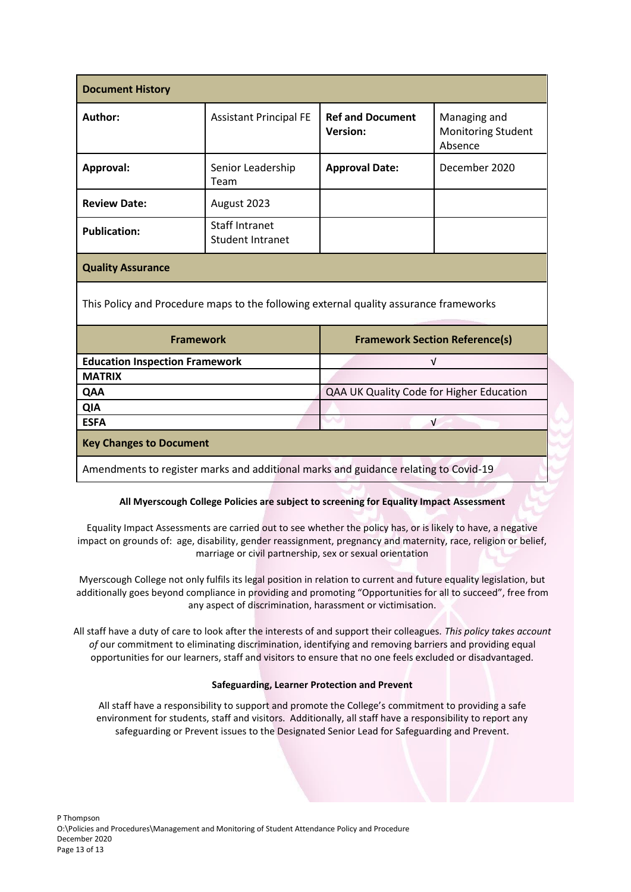| **Document History** | | | |
|---|---|---|---|
| **Author:** | Assistant Principal FE | **Ref and Document Version:** | Managing and Monitoring Student Absence |
| **Approval:** | Senior Leadership Team | **Approval Date:** | December 2020 |
| **Review Date:** | August 2023 | | |
| **Publication:** | Staff Intranet<br>Student Intranet | | |

**Quality Assurance**

This Policy and Procedure maps to the following external quality assurance frameworks

| Framework | Framework Section Reference(s) |
|---|---|
| **Education Inspection Framework** | √ |
| **MATRIX** | |
| **QAA** | QAA UK Quality Code for Higher Education |
| **QIA** | |
| **ESFA** | √ |

**Key Changes to Document**

Amendments to register marks and additional marks and guidance relating to Covid-19

**All Myerscough College Policies are subject to screening for Equality Impact Assessment**

Equality Impact Assessments are carried out to see whether the policy has, or is likely to have, a negative impact on grounds of: age, disability, gender reassignment, pregnancy and maternity, race, religion or belief, marriage or civil partnership, sex or sexual orientation

Myerscough College not only fulfils its legal position in relation to current and future equality legislation, but additionally goes beyond compliance in providing and promoting "Opportunities for all to succeed", free from any aspect of discrimination, harassment or victimisation.

All staff have a duty of care to look after the interests of and support their colleagues. *This policy takes account of* our commitment to eliminating discrimination, identifying and removing barriers and providing equal opportunities for our learners, staff and visitors to ensure that no one feels excluded or disadvantaged.

**Safeguarding, Learner Protection and Prevent**

All staff have a responsibility to support and promote the College's commitment to providing a safe environment for students, staff and visitors. Additionally, all staff have a responsibility to report any safeguarding or Prevent issues to the Designated Senior Lead for Safeguarding and Prevent.